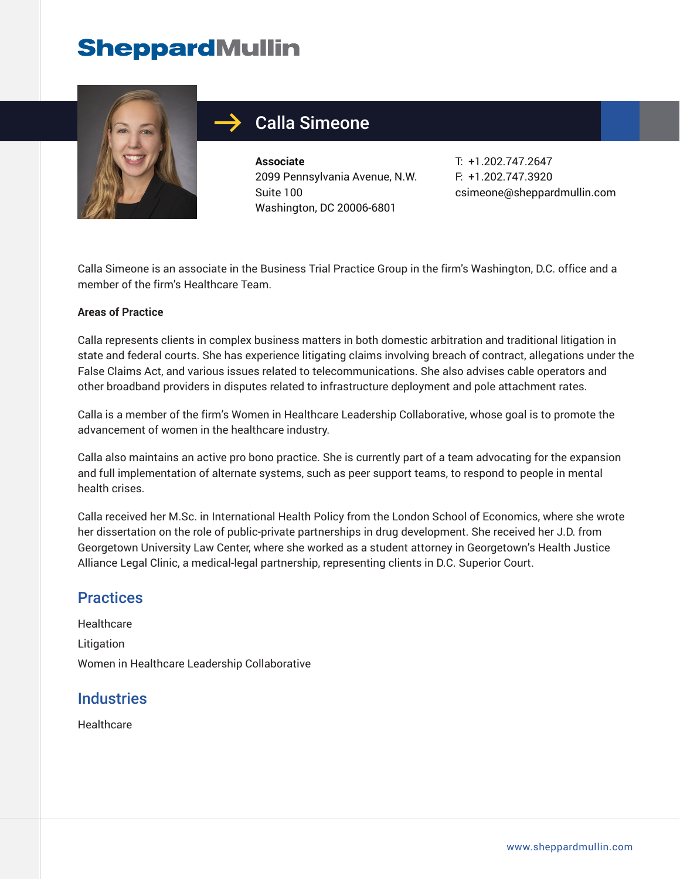# Calla Simeone

**Associate**
2099 Pennsylvania Avenue, N.W.
Suite 100
Washington, DC 20006-6801

T: +1.202.747.2647
F: +1.202.747.3920
csimeone@sheppardmullin.com

Calla Simeone is an associate in the Business Trial Practice Group in the firm's Washington, D.C. office and a member of the firm's Healthcare Team.

**Areas of Practice**

Calla represents clients in complex business matters in both domestic arbitration and traditional litigation in state and federal courts. She has experience litigating claims involving breach of contract, allegations under the False Claims Act, and various issues related to telecommunications. She also advises cable operators and other broadband providers in disputes related to infrastructure deployment and pole attachment rates.

Calla is a member of the firm's Women in Healthcare Leadership Collaborative, whose goal is to promote the advancement of women in the healthcare industry.

Calla also maintains an active pro bono practice. She is currently part of a team advocating for the expansion and full implementation of alternate systems, such as peer support teams, to respond to people in mental health crises.

Calla received her M.Sc. in International Health Policy from the London School of Economics, where she wrote her dissertation on the role of public-private partnerships in drug development. She received her J.D. from Georgetown University Law Center, where she worked as a student attorney in Georgetown's Health Justice Alliance Legal Clinic, a medical-legal partnership, representing clients in D.C. Superior Court.

## Practices

Healthcare

Litigation

Women in Healthcare Leadership Collaborative

## Industries

Healthcare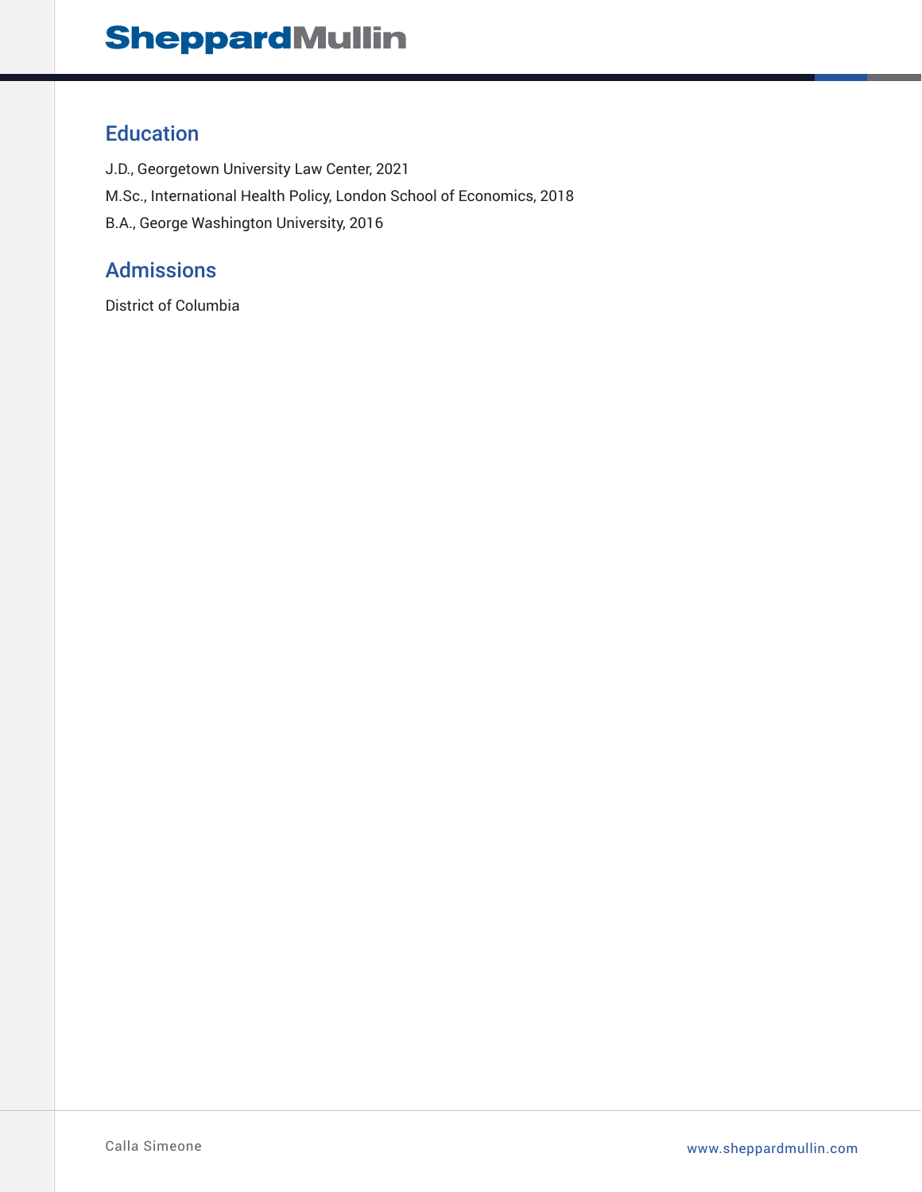## Education

J.D., Georgetown University Law Center, 2021

M.Sc., International Health Policy, London School of Economics, 2018

B.A., George Washington University, 2016

## Admissions

District of Columbia